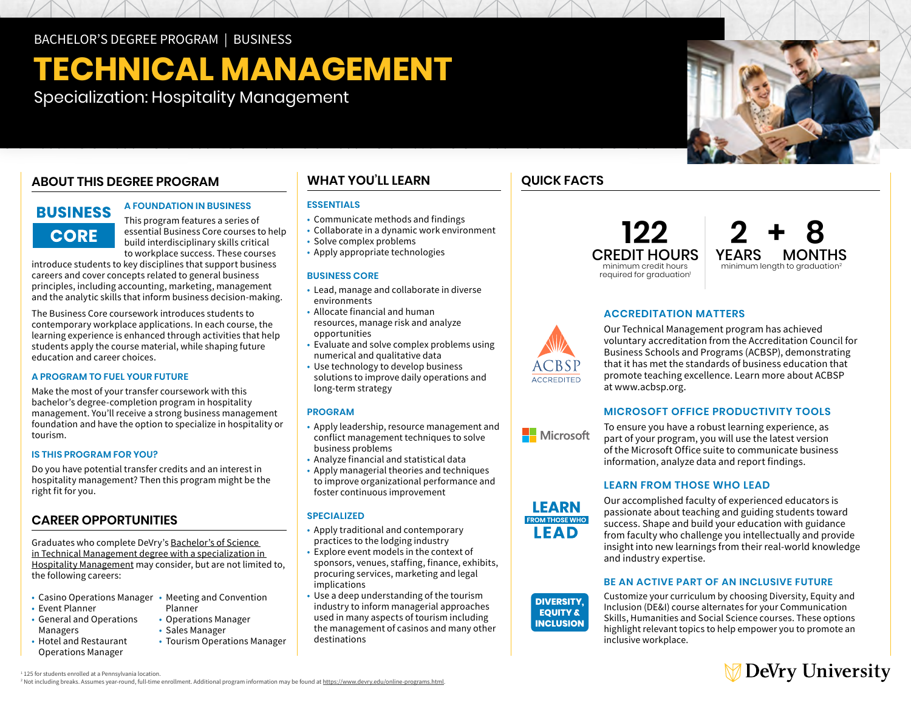BACHELOR'S DEGREE PROGRAM | BUSINESS

# TECHNICAL MANAGEMENT

Specialization: Hospitality Management

## ABOUT THIS DEGREE PROGRAM

**BUSINESS CORE**

### A FOUNDATION IN BUSINESS

This program features a series of essential Business Core courses to help build interdisciplinary skills critical to workplace success. These courses introduce students to key disciplines that support business careers and cover concepts related to general business principles, including accounting, marketing, management and the analytic skills that inform business decision-making.

The Business Core coursework introduces students to contemporary workplace applications. In each course, the learning experience is enhanced through activities that help students apply the course material, while shaping future education and career choices.

### A PROGRAM TO FUEL YOUR FUTURE

Make the most of your transfer coursework with this bachelor's degree-completion program in hospitality management. You'll receive a strong business management foundation and have the option to specialize in hospitality or tourism.

### IS THIS PROGRAM FOR YOU?

Do you have potential transfer credits and an interest in hospitality management? Then this program might be the right fit for you.

## CAREER OPPORTUNITIES

Graduates who complete DeVry's Bachelor's of Science in Technical Management degree with a specialization in Hospitality Management may consider, but are not limited to, the following careers:

- Casino Operations Manager
- Event Planner
- General and Operations Managers
- Hotel and Restaurant Operations Manager
- Meeting and Convention Planner
- Operations Manager
- Sales Manager
- Tourism Operations Manager

## WHAT YOU'LL LEARN

### ESSENTIALS

- Communicate methods and findings
- Collaborate in a dynamic work environment
- Solve complex problems
- Apply appropriate technologies

### BUSINESS CORE

- Lead, manage and collaborate in diverse environments
- Allocate financial and human resources, manage risk and analyze opportunities
- Evaluate and solve complex problems using numerical and qualitative data
- Use technology to develop business solutions to improve daily operations and long-term strategy

### PROGRAM

- Apply leadership, resource management and conflict management techniques to solve business problems
- Analyze financial and statistical data
- Apply managerial theories and techniques to improve organizational performance and foster continuous improvement

### SPECIALIZED

- Apply traditional and contemporary practices to the lodging industry
- Explore event models in the context of sponsors, venues, staffing, finance, exhibits, procuring services, marketing and legal implications
- Use a deep understanding of the tourism industry to inform managerial approaches used in many aspects of tourism including the management of casinos and many other destinations

## QUICK FACTS

**122 CREDIT HOURS**
minimum credit hours required for graduation[1]

**2 + 8 YEARS MONTHS**
minimum length to graduation[2]

### ACCREDITATION MATTERS

ACBSP ACCREDITED

Our Technical Management program has achieved voluntary accreditation from the Accreditation Council for Business Schools and Programs (ACBSP), demonstrating that it has met the standards of business education that promote teaching excellence. Learn more about ACBSP at www.acbsp.org.

### MICROSOFT OFFICE PRODUCTIVITY TOOLS

To ensure you have a robust learning experience, as part of your program, you will use the latest version of the Microsoft Office suite to communicate business information, analyze data and report findings.

### LEARN FROM THOSE WHO LEAD

Our accomplished faculty of experienced educators is passionate about teaching and guiding students toward success. Shape and build your education with guidance from faculty who challenge you intellectually and provide insight into new learnings from their real-world knowledge and industry expertise.

### BE AN ACTIVE PART OF AN INCLUSIVE FUTURE

DIVERSITY, EQUITY & INCLUSION

Customize your curriculum by choosing Diversity, Equity and Inclusion (DE&I) course alternates for your Communication Skills, Humanities and Social Science courses. These options highlight relevant topics to help empower you to promote an inclusive workplace.

[1] 125 for students enrolled at a Pennsylvania location.
[2] Not including breaks. Assumes year-round, full-time enrollment. Additional program information may be found at https://www.devry.edu/online-programs.html.

DeVry University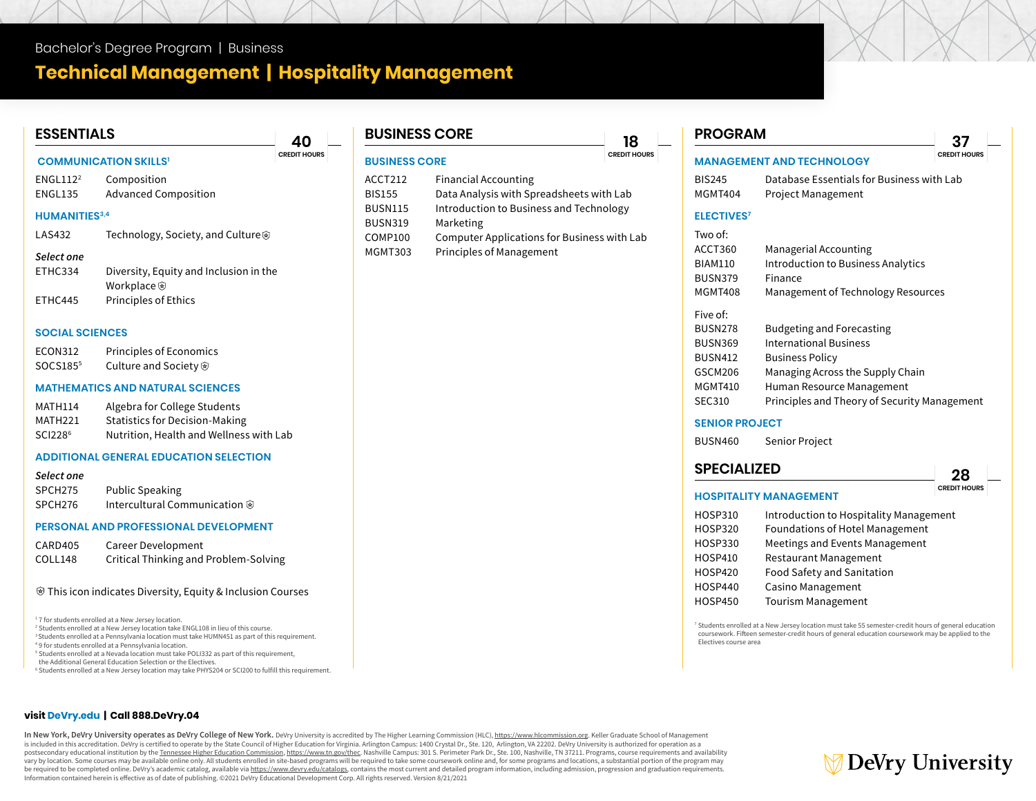Bachelor's Degree Program | Business

# Technical Management | Hospitality Management

## ESSENTIALS

**40** CREDIT HOURS

### COMMUNICATION SKILLS[1]

| | |
|---|---|
| ENGL112[2] | Composition |
| ENGL135 | Advanced Composition |

### HUMANITIES[3,4]

| | |
|---|---|
| LAS432 | Technology, Society, and Culture ⛨ |

*Select one*

| | |
|---|---|
| ETHC334 | Diversity, Equity and Inclusion in the Workplace ⛨ |
| ETHC445 | Principles of Ethics |

### SOCIAL SCIENCES

| | |
|---|---|
| ECON312 | Principles of Economics |
| SOCS185[5] | Culture and Society ⛨ |

### MATHEMATICS AND NATURAL SCIENCES

| | |
|---|---|
| MATH114 | Algebra for College Students |
| MATH221 | Statistics for Decision-Making |
| SCI228[6] | Nutrition, Health and Wellness with Lab |

### ADDITIONAL GENERAL EDUCATION SELECTION

*Select one*

| | |
|---|---|
| SPCH275 | Public Speaking |
| SPCH276 | Intercultural Communication ⛨ |

### PERSONAL AND PROFESSIONAL DEVELOPMENT

| | |
|---|---|
| CARD405 | Career Development |
| COLL148 | Critical Thinking and Problem-Solving |

⛨ This icon indicates Diversity, Equity & Inclusion Courses

[1] 7 for students enrolled at a New Jersey location.
[2] Students enrolled at a New Jersey location take ENGL108 in lieu of this course.
[3] Students enrolled at a Pennsylvania location must take HUMN451 as part of this requirement.
[4] 9 for students enrolled at a Pennsylvania location.
[5] Students enrolled at a Nevada location must take POLI332 as part of this requirement, the Additional General Education Selection or the Electives.
[6] Students enrolled at a New Jersey location may take PHYS204 or SCI200 to fulfill this requirement.

## BUSINESS CORE

**18** CREDIT HOURS

### BUSINESS CORE

| | |
|---|---|
| ACCT212 | Financial Accounting |
| BIS155 | Data Analysis with Spreadsheets with Lab |
| BUSN115 | Introduction to Business and Technology |
| BUSN319 | Marketing |
| COMP100 | Computer Applications for Business with Lab |
| MGMT303 | Principles of Management |

## PROGRAM

**37** CREDIT HOURS

### MANAGEMENT AND TECHNOLOGY

| | |
|---|---|
| BIS245 | Database Essentials for Business with Lab |
| MGMT404 | Project Management |

### ELECTIVES[7]

Two of:

| | |
|---|---|
| ACCT360 | Managerial Accounting |
| BIAM110 | Introduction to Business Analytics |
| BUSN379 | Finance |
| MGMT408 | Management of Technology Resources |

Five of:

| | |
|---|---|
| BUSN278 | Budgeting and Forecasting |
| BUSN369 | International Business |
| BUSN412 | Business Policy |
| GSCM206 | Managing Across the Supply Chain |
| MGMT410 | Human Resource Management |
| SEC310 | Principles and Theory of Security Management |

### SENIOR PROJECT

| | |
|---|---|
| BUSN460 | Senior Project |

## SPECIALIZED

**28** CREDIT HOURS

### HOSPITALITY MANAGEMENT

| | |
|---|---|
| HOSP310 | Introduction to Hospitality Management |
| HOSP320 | Foundations of Hotel Management |
| HOSP330 | Meetings and Events Management |
| HOSP410 | Restaurant Management |
| HOSP420 | Food Safety and Sanitation |
| HOSP440 | Casino Management |
| HOSP450 | Tourism Management |

[7] Students enrolled at a New Jersey location must take 55 semester-credit hours of general education coursework. Fifteen semester-credit hours of general education coursework may be applied to the Electives course area

**visit DeVry.edu | Call 888.DeVry.04**

**In New York, DeVry University operates as DeVry College of New York.** DeVry University is accredited by The Higher Learning Commission (HLC), https://www.hlcommission.org. Keller Graduate School of Management is included in this accreditation. DeVry is certified to operate by the State Council of Higher Education for Virginia. Arlington Campus: 1400 Crystal Dr., Ste. 120, Arlington, VA 22202. DeVry University is authorized for operation as a postsecondary educational institution by the Tennessee Higher Education Commission, https://www.tn.gov/thec. Nashville Campus: 301 S. Perimeter Park Dr., Ste. 100, Nashville, TN 37211. Programs, course requirements and availability vary by location. Some courses may be available online only. All students enrolled in site-based programs will be required to take some coursework online and, for some programs and locations, a substantial portion of the program may be required to be completed online. DeVry's academic catalog, available via https://www.devry.edu/catalogs, contains the most current and detailed program information, including admission, progression and graduation requirements. Information contained herein is effective as of date of publishing. ©2021 DeVry Educational Development Corp. All rights reserved. Version 8/21/2021

DeVry University